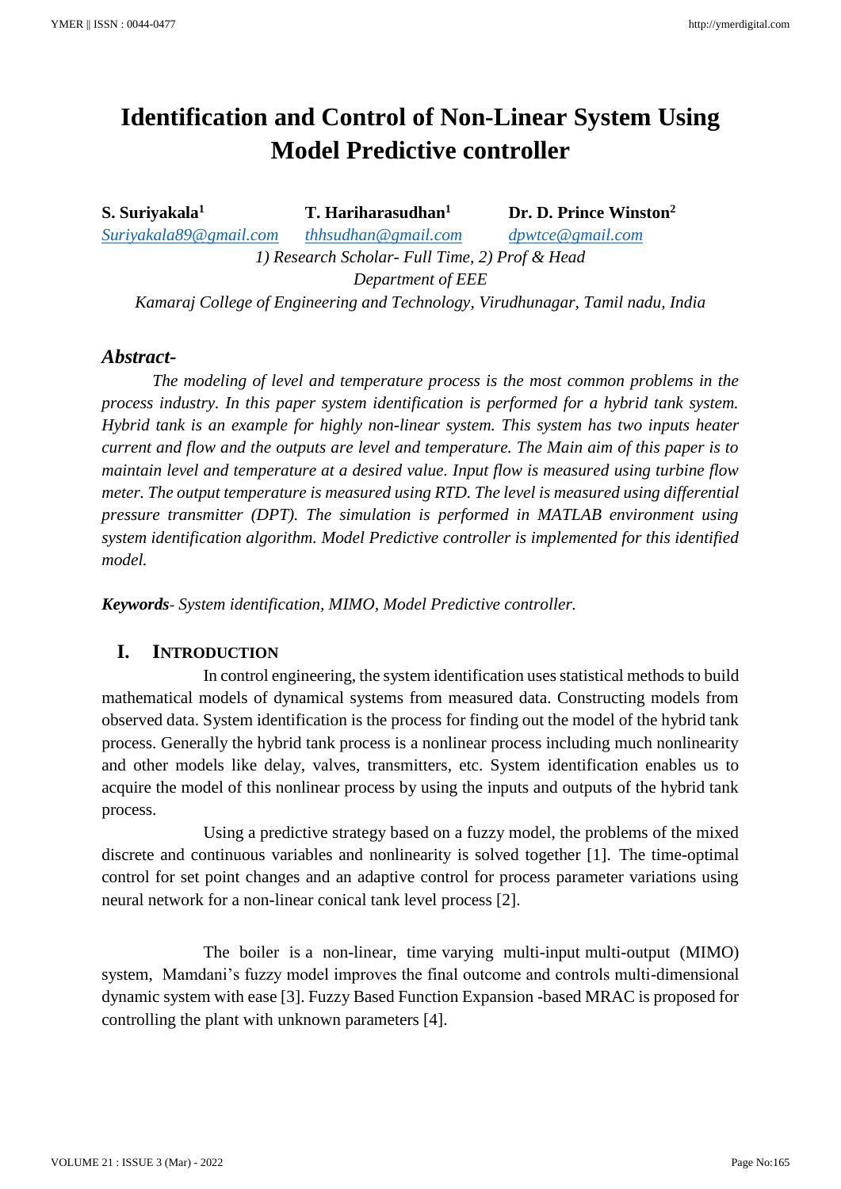# Identification and Control of Non-Linear System Using Model Predictive controller

**S. Suriyakala[1]** Suriyakala89@gmail.com

**T. Hariharasudhan[1]** thhsudhan@gmail.com

**Dr. D. Prince Winston[2]** dpwtce@gmail.com

*1) Research Scholar- Full Time, 2) Prof & Head*

*Department of EEE*

*Kamaraj College of Engineering and Technology, Virudhunagar, Tamil nadu, India*

## *Abstract-*

*The modeling of level and temperature process is the most common problems in the process industry. In this paper system identification is performed for a hybrid tank system. Hybrid tank is an example for highly non-linear system. This system has two inputs heater current and flow and the outputs are level and temperature. The Main aim of this paper is to maintain level and temperature at a desired value. Input flow is measured using turbine flow meter. The output temperature is measured using RTD. The level is measured using differential pressure transmitter (DPT). The simulation is performed in MATLAB environment using system identification algorithm. Model Predictive controller is implemented for this identified model.*

***Keywords****- System identification, MIMO, Model Predictive controller.*

## I. Introduction

In control engineering, the system identification uses statistical methods to build mathematical models of dynamical systems from measured data. Constructing models from observed data. System identification is the process for finding out the model of the hybrid tank process. Generally the hybrid tank process is a nonlinear process including much nonlinearity and other models like delay, valves, transmitters, etc. System identification enables us to acquire the model of this nonlinear process by using the inputs and outputs of the hybrid tank process.

Using a predictive strategy based on a fuzzy model, the problems of the mixed discrete and continuous variables and nonlinearity is solved together [1]. The time-optimal control for set point changes and an adaptive control for process parameter variations using neural network for a non-linear conical tank level process [2].

The boiler is a non-linear, time varying multi-input multi-output (MIMO) system, Mamdani's fuzzy model improves the final outcome and controls multi-dimensional dynamic system with ease [3]. Fuzzy Based Function Expansion -based MRAC is proposed for controlling the plant with unknown parameters [4].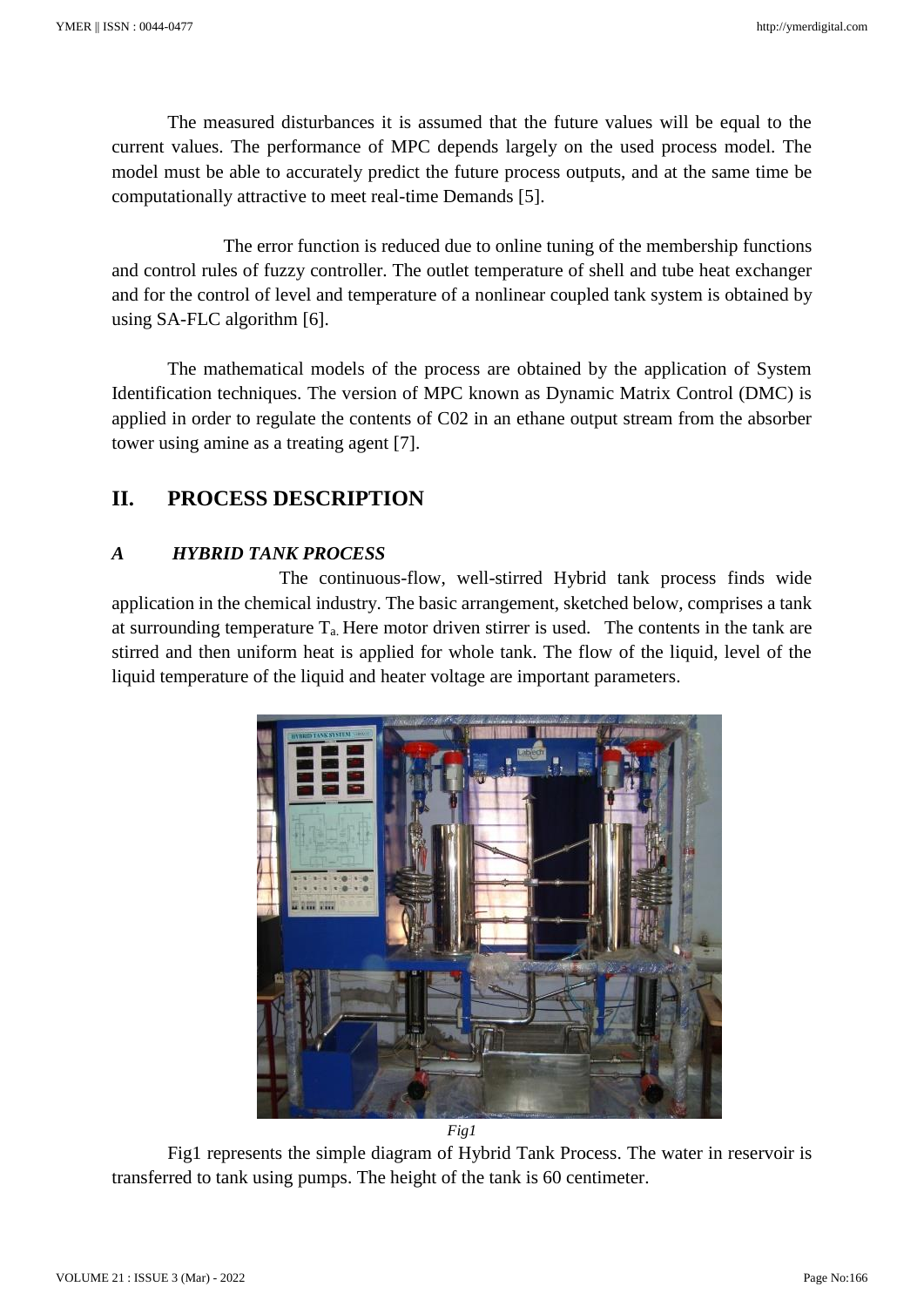The measured disturbances it is assumed that the future values will be equal to the current values. The performance of MPC depends largely on the used process model. The model must be able to accurately predict the future process outputs, and at the same time be computationally attractive to meet real-time Demands [5].

The error function is reduced due to online tuning of the membership functions and control rules of fuzzy controller. The outlet temperature of shell and tube heat exchanger and for the control of level and temperature of a nonlinear coupled tank system is obtained by using SA-FLC algorithm [6].

The mathematical models of the process are obtained by the application of System Identification techniques. The version of MPC known as Dynamic Matrix Control (DMC) is applied in order to regulate the contents of C02 in an ethane output stream from the absorber tower using amine as a treating agent [7].

## II. PROCESS DESCRIPTION

### *A HYBRID TANK PROCESS*

The continuous-flow, well-stirred Hybrid tank process finds wide application in the chemical industry. The basic arrangement, sketched below, comprises a tank at surrounding temperature $T_a$. Here motor driven stirrer is used. The contents in the tank are stirred and then uniform heat is applied for whole tank. The flow of the liquid, level of the liquid temperature of the liquid and heater voltage are important parameters.

*Fig1*

Fig1 represents the simple diagram of Hybrid Tank Process. The water in reservoir is transferred to tank using pumps. The height of the tank is 60 centimeter.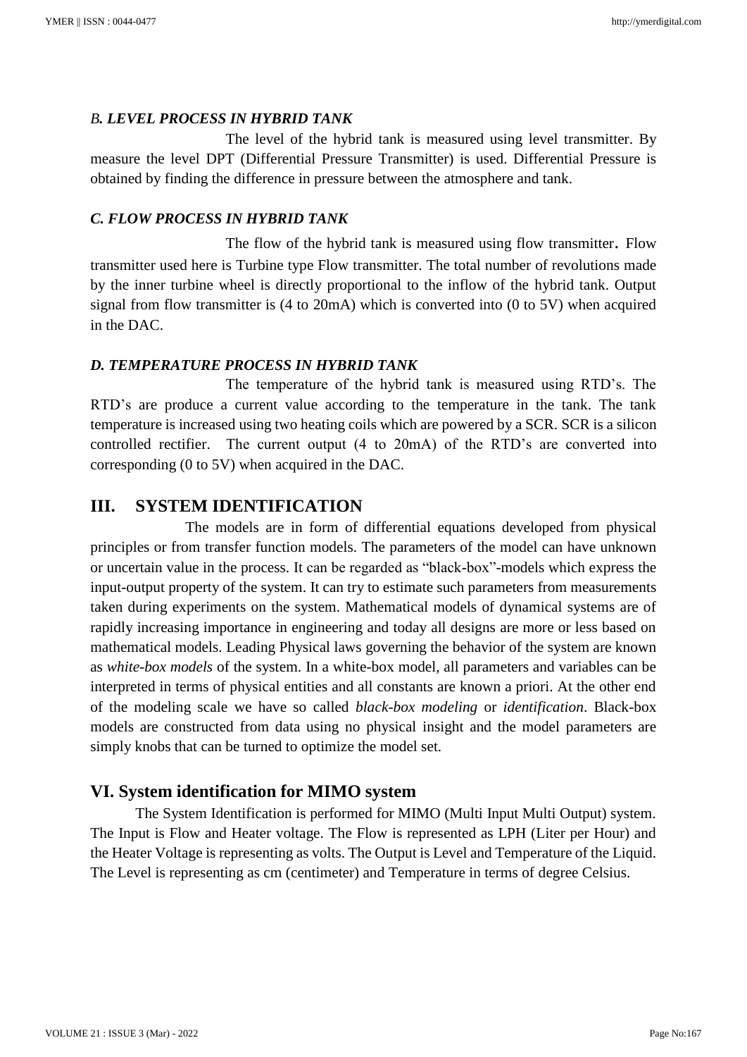### *B. LEVEL PROCESS IN HYBRID TANK*

The level of the hybrid tank is measured using level transmitter. By measure the level DPT (Differential Pressure Transmitter) is used. Differential Pressure is obtained by finding the difference in pressure between the atmosphere and tank.

### *C. FLOW PROCESS IN HYBRID TANK*

The flow of the hybrid tank is measured using flow transmitter. Flow transmitter used here is Turbine type Flow transmitter. The total number of revolutions made by the inner turbine wheel is directly proportional to the inflow of the hybrid tank. Output signal from flow transmitter is (4 to 20mA) which is converted into (0 to 5V) when acquired in the DAC.

### *D. TEMPERATURE PROCESS IN HYBRID TANK*

The temperature of the hybrid tank is measured using RTD's. The RTD's are produce a current value according to the temperature in the tank. The tank temperature is increased using two heating coils which are powered by a SCR. SCR is a silicon controlled rectifier. The current output (4 to 20mA) of the RTD's are converted into corresponding (0 to 5V) when acquired in the DAC.

## III. SYSTEM IDENTIFICATION

The models are in form of differential equations developed from physical principles or from transfer function models. The parameters of the model can have unknown or uncertain value in the process. It can be regarded as "black-box"-models which express the input-output property of the system. It can try to estimate such parameters from measurements taken during experiments on the system. Mathematical models of dynamical systems are of rapidly increasing importance in engineering and today all designs are more or less based on mathematical models. Leading Physical laws governing the behavior of the system are known as *white-box models* of the system. In a white-box model, all parameters and variables can be interpreted in terms of physical entities and all constants are known a priori. At the other end of the modeling scale we have so called *black-box modeling* or *identification*. Black-box models are constructed from data using no physical insight and the model parameters are simply knobs that can be turned to optimize the model set.

## VI. System identification for MIMO system

The System Identification is performed for MIMO (Multi Input Multi Output) system. The Input is Flow and Heater voltage. The Flow is represented as LPH (Liter per Hour) and the Heater Voltage is representing as volts. The Output is Level and Temperature of the Liquid. The Level is representing as cm (centimeter) and Temperature in terms of degree Celsius.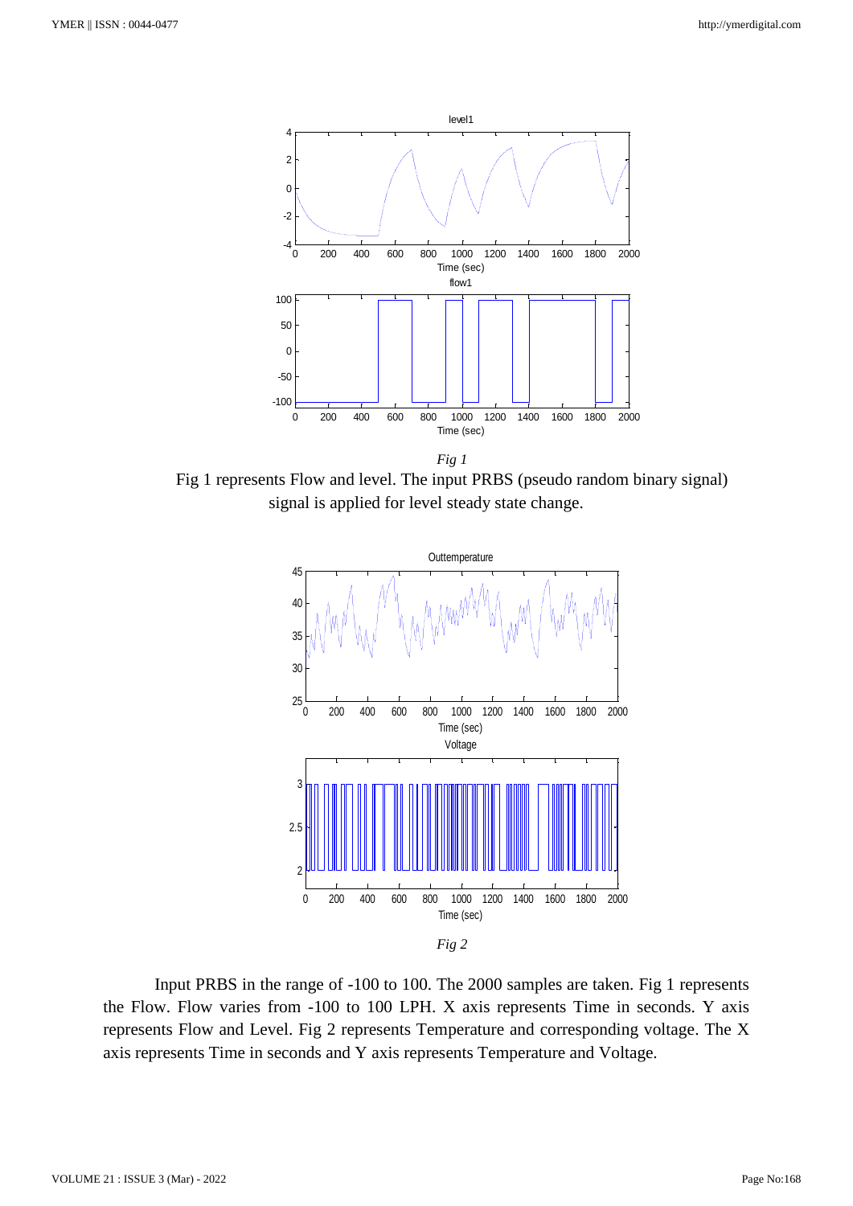*Fig 1*

Fig 1 represents Flow and level. The input PRBS (pseudo random binary signal) signal is applied for level steady state change.

*Fig 2*

Input PRBS in the range of -100 to 100. The 2000 samples are taken. Fig 1 represents the Flow. Flow varies from -100 to 100 LPH. X axis represents Time in seconds. Y axis represents Flow and Level. Fig 2 represents Temperature and corresponding voltage. The X axis represents Time in seconds and Y axis represents Temperature and Voltage.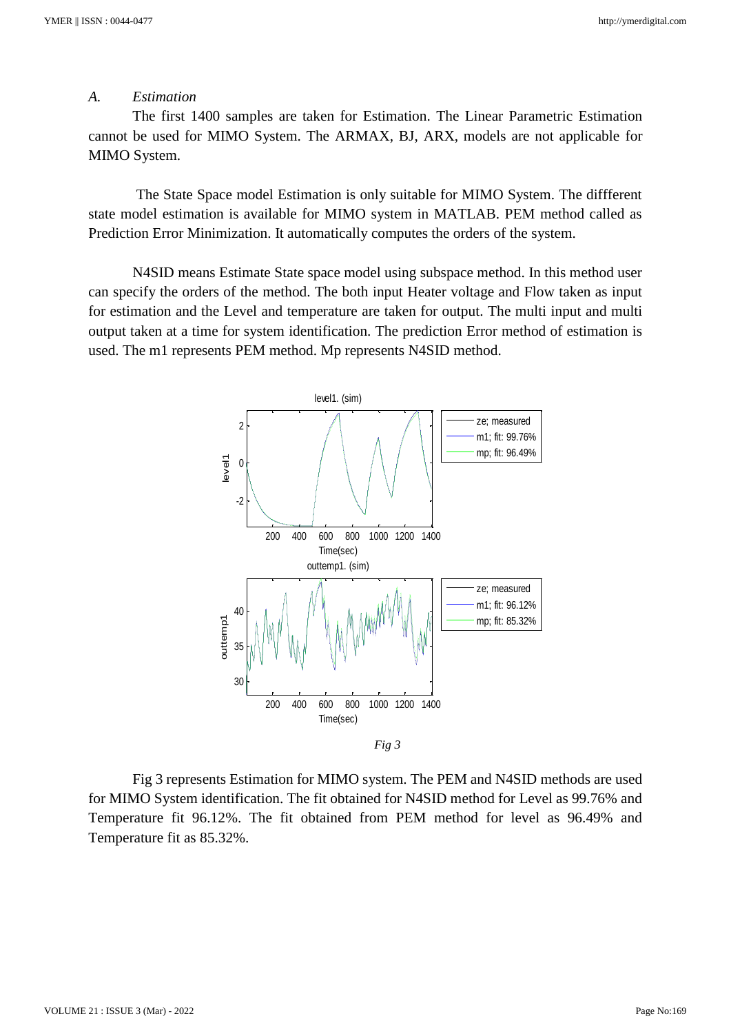### *A. Estimation*

The first 1400 samples are taken for Estimation. The Linear Parametric Estimation cannot be used for MIMO System. The ARMAX, BJ, ARX, models are not applicable for MIMO System.

The State Space model Estimation is only suitable for MIMO System. The diffferent state model estimation is available for MIMO system in MATLAB. PEM method called as Prediction Error Minimization. It automatically computes the orders of the system.

N4SID means Estimate State space model using subspace method. In this method user can specify the orders of the method. The both input Heater voltage and Flow taken as input for estimation and the Level and temperature are taken for output. The multi input and multi output taken at a time for system identification. The prediction Error method of estimation is used. The m1 represents PEM method. Mp represents N4SID method.

*Fig 3*

Fig 3 represents Estimation for MIMO system. The PEM and N4SID methods are used for MIMO System identification. The fit obtained for N4SID method for Level as 99.76% and Temperature fit 96.12%. The fit obtained from PEM method for level as 96.49% and Temperature fit as 85.32%.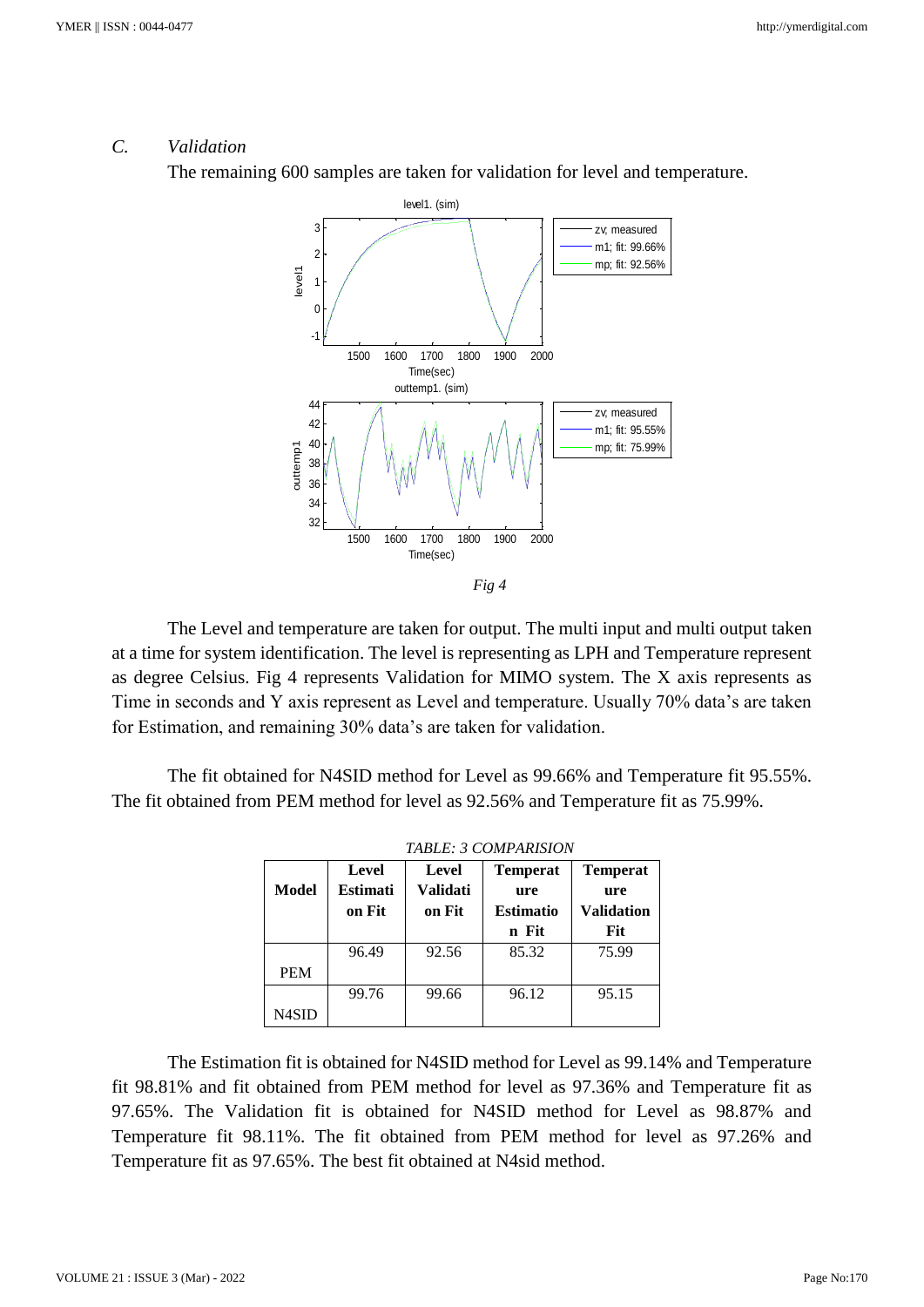*C. Validation*

The remaining 600 samples are taken for validation for level and temperature.

*Fig 4*

The Level and temperature are taken for output. The multi input and multi output taken at a time for system identification. The level is representing as LPH and Temperature represent as degree Celsius. Fig 4 represents Validation for MIMO system. The X axis represents as Time in seconds and Y axis represent as Level and temperature. Usually 70% data's are taken for Estimation, and remaining 30% data's are taken for validation.

The fit obtained for N4SID method for Level as 99.66% and Temperature fit 95.55%. The fit obtained from PEM method for level as 92.56% and Temperature fit as 75.99%.

*TABLE: 3 COMPARISION*

| Model | Level Estimation Fit | Level Validation Fit | Temperature Estimation Fit | Temperature Validation Fit |
|---|---|---|---|---|
| PEM | 96.49 | 92.56 | 85.32 | 75.99 |
| N4SID | 99.76 | 99.66 | 96.12 | 95.15 |

The Estimation fit is obtained for N4SID method for Level as 99.14% and Temperature fit 98.81% and fit obtained from PEM method for level as 97.36% and Temperature fit as 97.65%. The Validation fit is obtained for N4SID method for Level as 98.87% and Temperature fit 98.11%. The fit obtained from PEM method for level as 97.26% and Temperature fit as 97.65%. The best fit obtained at N4sid method.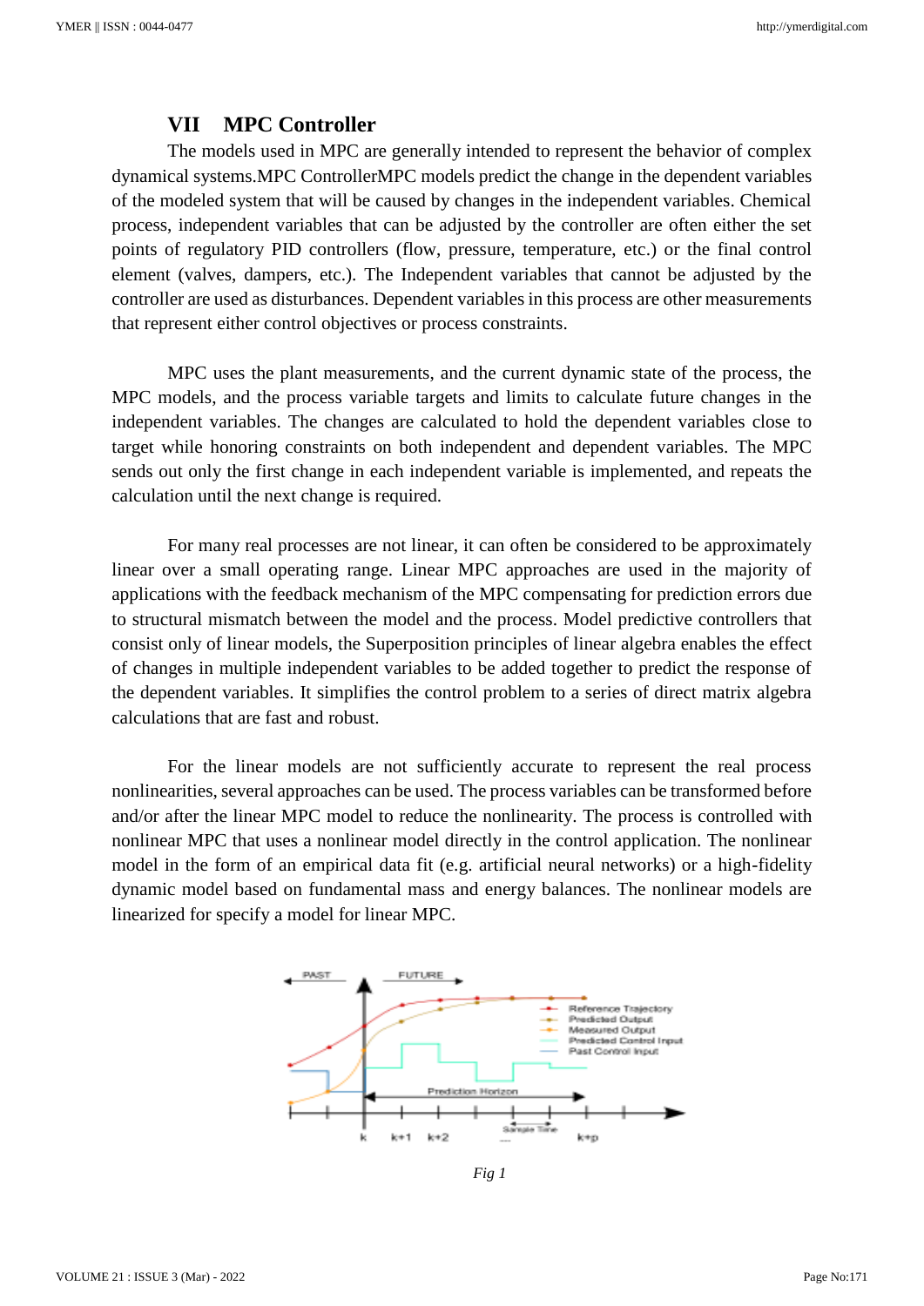## VII MPC Controller

The models used in MPC are generally intended to represent the behavior of complex dynamical systems.MPC ControllerMPC models predict the change in the dependent variables of the modeled system that will be caused by changes in the independent variables. Chemical process, independent variables that can be adjusted by the controller are often either the set points of regulatory PID controllers (flow, pressure, temperature, etc.) or the final control element (valves, dampers, etc.). The Independent variables that cannot be adjusted by the controller are used as disturbances. Dependent variables in this process are other measurements that represent either control objectives or process constraints.

MPC uses the plant measurements, and the current dynamic state of the process, the MPC models, and the process variable targets and limits to calculate future changes in the independent variables. The changes are calculated to hold the dependent variables close to target while honoring constraints on both independent and dependent variables. The MPC sends out only the first change in each independent variable is implemented, and repeats the calculation until the next change is required.

For many real processes are not linear, it can often be considered to be approximately linear over a small operating range. Linear MPC approaches are used in the majority of applications with the feedback mechanism of the MPC compensating for prediction errors due to structural mismatch between the model and the process. Model predictive controllers that consist only of linear models, the Superposition principles of linear algebra enables the effect of changes in multiple independent variables to be added together to predict the response of the dependent variables. It simplifies the control problem to a series of direct matrix algebra calculations that are fast and robust.

For the linear models are not sufficiently accurate to represent the real process nonlinearities, several approaches can be used. The process variables can be transformed before and/or after the linear MPC model to reduce the nonlinearity. The process is controlled with nonlinear MPC that uses a nonlinear model directly in the control application. The nonlinear model in the form of an empirical data fit (e.g. artificial neural networks) or a high-fidelity dynamic model based on fundamental mass and energy balances. The nonlinear models are linearized for specify a model for linear MPC.

*Fig 1*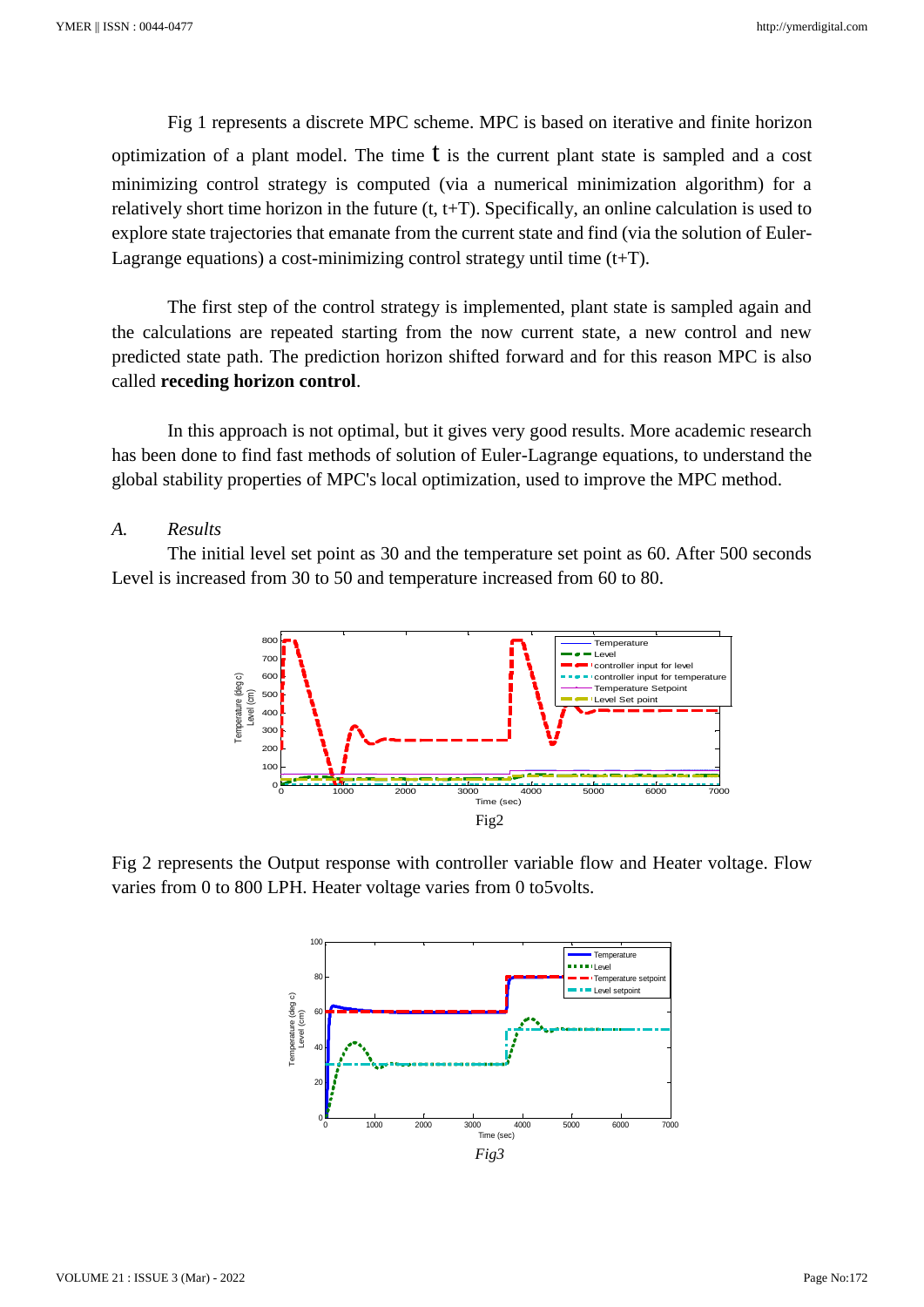Fig 1 represents a discrete MPC scheme. MPC is based on iterative and finite horizon optimization of a plant model. The time t is the current plant state is sampled and a cost minimizing control strategy is computed (via a numerical minimization algorithm) for a relatively short time horizon in the future (t, t+T). Specifically, an online calculation is used to explore state trajectories that emanate from the current state and find (via the solution of Euler-Lagrange equations) a cost-minimizing control strategy until time (t+T).

The first step of the control strategy is implemented, plant state is sampled again and the calculations are repeated starting from the now current state, a new control and new predicted state path. The prediction horizon shifted forward and for this reason MPC is also called **receding horizon control**.

In this approach is not optimal, but it gives very good results. More academic research has been done to find fast methods of solution of Euler-Lagrange equations, to understand the global stability properties of MPC's local optimization, used to improve the MPC method.

### *A. Results*

The initial level set point as 30 and the temperature set point as 60. After 500 seconds Level is increased from 30 to 50 and temperature increased from 60 to 80.

Fig2

Fig 2 represents the Output response with controller variable flow and Heater voltage. Flow varies from 0 to 800 LPH. Heater voltage varies from 0 to5volts.

*Fig3*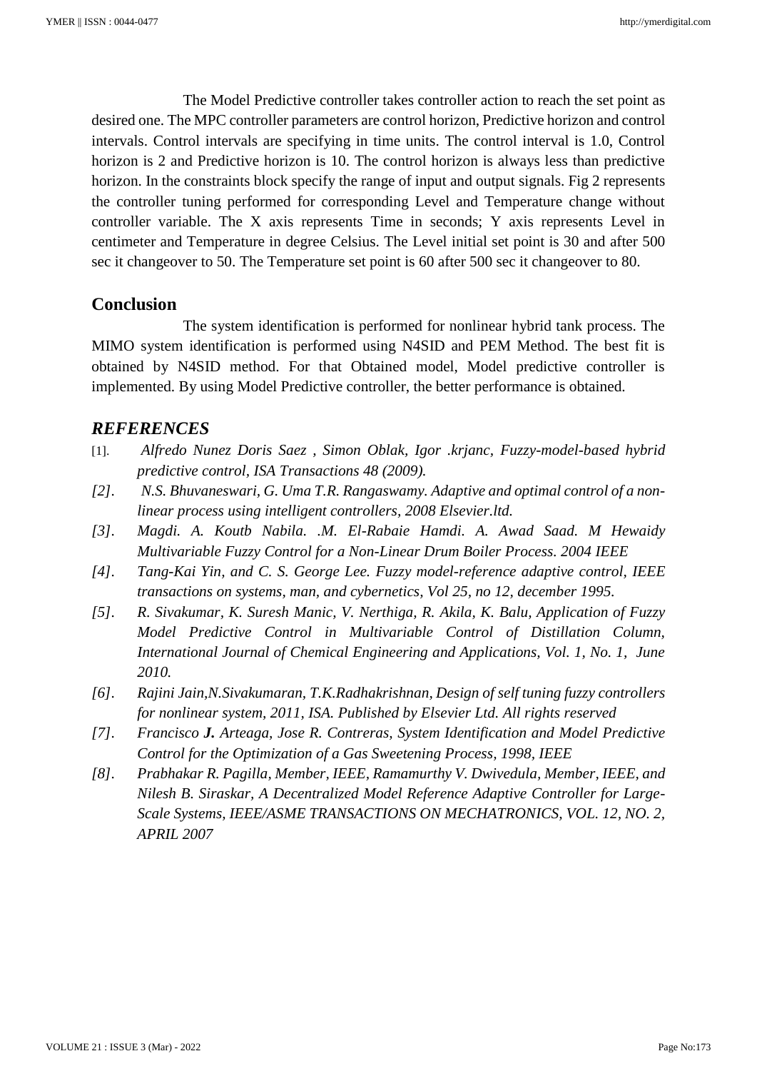The Model Predictive controller takes controller action to reach the set point as desired one. The MPC controller parameters are control horizon, Predictive horizon and control intervals. Control intervals are specifying in time units. The control interval is 1.0, Control horizon is 2 and Predictive horizon is 10. The control horizon is always less than predictive horizon. In the constraints block specify the range of input and output signals. Fig 2 represents the controller tuning performed for corresponding Level and Temperature change without controller variable. The X axis represents Time in seconds; Y axis represents Level in centimeter and Temperature in degree Celsius. The Level initial set point is 30 and after 500 sec it changeover to 50. The Temperature set point is 60 after 500 sec it changeover to 80.

## Conclusion

The system identification is performed for nonlinear hybrid tank process. The MIMO system identification is performed using N4SID and PEM Method. The best fit is obtained by N4SID method. For that Obtained model, Model predictive controller is implemented. By using Model Predictive controller, the better performance is obtained.

## *REFERENCES*

[1]. *Alfredo Nunez Doris Saez , Simon Oblak, Igor .krjanc, Fuzzy-model-based hybrid predictive control, ISA Transactions 48 (2009).*

[2]. *N.S. Bhuvaneswari, G. Uma T.R. Rangaswamy. Adaptive and optimal control of a non-linear process using intelligent controllers, 2008 Elsevier.ltd.*

[3]. *Magdi. A. Koutb Nabila. .M. El-Rabaie Hamdi. A. Awad Saad. M Hewaidy Multivariable Fuzzy Control for a Non-Linear Drum Boiler Process. 2004 IEEE*

[4]. *Tang-Kai Yin, and C. S. George Lee. Fuzzy model-reference adaptive control, IEEE transactions on systems, man, and cybernetics, Vol 25, no 12, december 1995.*

[5]. *R. Sivakumar, K. Suresh Manic, V. Nerthiga, R. Akila, K. Balu, Application of Fuzzy Model Predictive Control in Multivariable Control of Distillation Column, International Journal of Chemical Engineering and Applications, Vol. 1, No. 1, June 2010.*

[6]. *Rajini Jain,N.Sivakumaran, T.K.Radhakrishnan, Design of self tuning fuzzy controllers for nonlinear system, 2011, ISA. Published by Elsevier Ltd. All rights reserved*

[7]. *Francisco **J.** Arteaga, Jose R. Contreras, System Identification and Model Predictive Control for the Optimization of a Gas Sweetening Process, 1998, IEEE*

[8]. *Prabhakar R. Pagilla, Member, IEEE, Ramamurthy V. Dwivedula, Member, IEEE, and Nilesh B. Siraskar, A Decentralized Model Reference Adaptive Controller for Large-Scale Systems, IEEE/ASME TRANSACTIONS ON MECHATRONICS, VOL. 12, NO. 2, APRIL 2007*